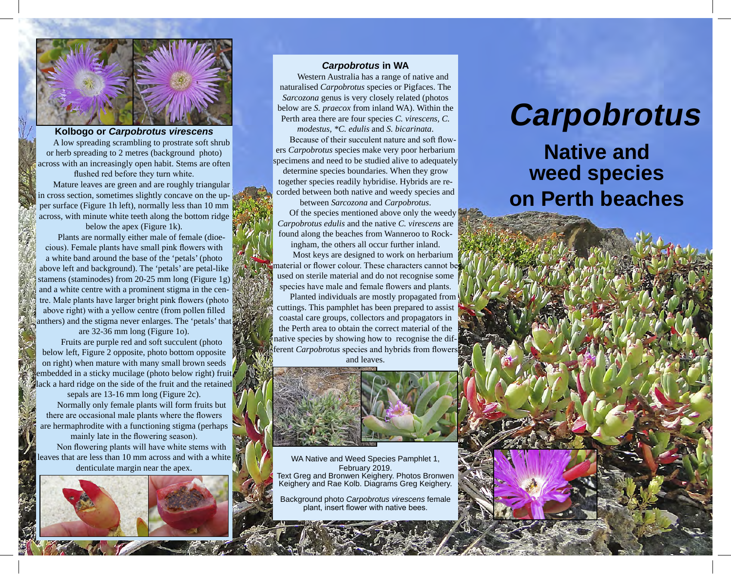# *Carpobrotus*

## Native and weed species on Perth beaches

### *Carpobrotus* in WA

Western Australia has a range of native and naturalised *Carpobrotus* species or Pigfaces. The *Sarcozona* genus is very closely related (photos below are *S. praecox* from inland WA). Within the Perth area there are four species *C. virescens, C. modestus, *C. edulis* and *S. bicarinata*.

Because of their succulent nature and soft flowers *Carpobrotus* species make very poor herbarium specimens and need to be studied alive to adequately determine species boundaries. When they grow together species readily hybridise. Hybrids are recorded between both native and weedy species and between *Sarcozona* and *Carpobrotus*.

Of the species mentioned above only the weedy *Carpobrotus edulis* and the native *C. virescens* are found along the beaches from Wanneroo to Rockingham, the others all occur further inland.

Most keys are designed to work on herbarium material or flower colour. These characters cannot be used on sterile material and do not recognise some species have male and female flowers and plants.

Planted individuals are mostly propagated from cuttings. This pamphlet has been prepared to assist coastal care groups, collectors and propagators in the Perth area to obtain the correct material of the native species by showing how to recognise the different *Carpobrotus* species and hybrids from flowers and leaves.

WA Native and Weed Species Pamphlet 1, February 2019.
Text Greg and Bronwen Keighery. Photos Bronwen Keighery and Rae Kolb. Diagrams Greg Keighery.

Background photo *Carpobrotus virescens* female plant, insert flower with native bees.

### Kolbogo or *Carpobrotus virescens*

A low spreading scrambling to prostrate soft shrub or herb spreading to 2 metres (background photo) across with an increasingly open habit. Stems are often flushed red before they turn white.

Mature leaves are green and are roughly triangular in cross section, sometimes slightly concave on the upper surface (Figure 1h left), normally less than 10 mm across, with minute white teeth along the bottom ridge below the apex (Figure 1k).

Plants are normally either male of female (dioecious). Female plants have small pink flowers with a white band around the base of the 'petals' (photo above left and background). The 'petals' are petal-like stamens (staminodes) from 20-25 mm long (Figure 1g) and a white centre with a prominent stigma in the centre. Male plants have larger bright pink flowers (photo above right) with a yellow centre (from pollen filled anthers) and the stigma never enlarges. The 'petals' that are 32-36 mm long (Figure 1o).

Fruits are purple red and soft succulent (photo below left, Figure 2 opposite, photo bottom opposite on right) when mature with many small brown seeds embedded in a sticky mucilage (photo below right) fruit lack a hard ridge on the side of the fruit and the retained sepals are 13-16 mm long (Figure 2c).

Normally only female plants will form fruits but there are occasional male plants where the flowers are hermaphrodite with a functioning stigma (perhaps mainly late in the flowering season).

Non flowering plants will have white stems with leaves that are less than 10 mm across and with a white denticulate margin near the apex.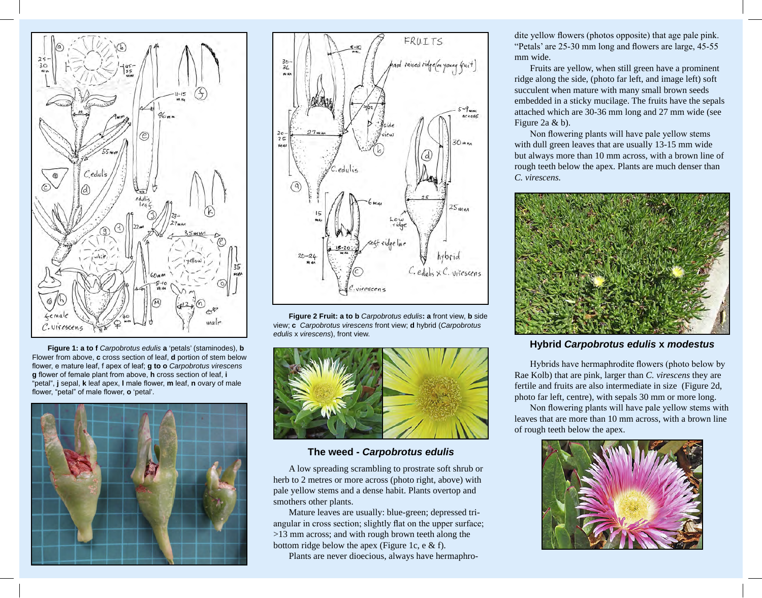**Figure 1: a to f** *Carpobrotus edulis* **a** 'petals' (staminodes), **b** Flower from above, **c** cross section of leaf, **d** portion of stem below flower, e mature leaf, f apex of leaf; **g to o** *Carpobrotus virescens* **g** flower of female plant from above, **h** cross section of leaf, **i** "petal", **j** sepal, **k** leaf apex, **l** male flower, **m** leaf, **n** ovary of male flower, "petal" of male flower, **o** 'petal'.

**Figure 2 Fruit: a to b** *Carpobrotus edulis***: a** front view, **b** side view; **c** *Carpobrotus virescens* front view; **d** hybrid (*Carpobrotus edulis* x *virescens*), front view.

## The weed - *Carpobrotus edulis*

A low spreading scrambling to prostrate soft shrub or herb to 2 metres or more across (photo right, above) with pale yellow stems and a dense habit. Plants overtop and smothers other plants.

Mature leaves are usually: blue-green; depressed tri-angular in cross section; slightly flat on the upper surface; >13 mm across; and with rough brown teeth along the bottom ridge below the apex (Figure 1c, e & f).

Plants are never dioecious, always have hermaphrodite yellow flowers (photos opposite) that age pale pink. "Petals' are 25-30 mm long and flowers are large, 45-55 mm wide.

Fruits are yellow, when still green have a prominent ridge along the side, (photo far left, and image left) soft succulent when mature with many small brown seeds embedded in a sticky mucilage. The fruits have the sepals attached which are 30-36 mm long and 27 mm wide (see Figure 2a & b).

Non flowering plants will have pale yellow stems with dull green leaves that are usually 13-15 mm wide but always more than 10 mm across, with a brown line of rough teeth below the apex. Plants are much denser than *C. virescens.*

## Hybrid *Carpobrotus edulis* x *modestus*

Hybrids have hermaphrodite flowers (photo below by Rae Kolb) that are pink, larger than *C. virescens* they are fertile and fruits are also intermediate in size (Figure 2d, photo far left, centre), with sepals 30 mm or more long.

Non flowering plants will have pale yellow stems with leaves that are more than 10 mm across, with a brown line of rough teeth below the apex.